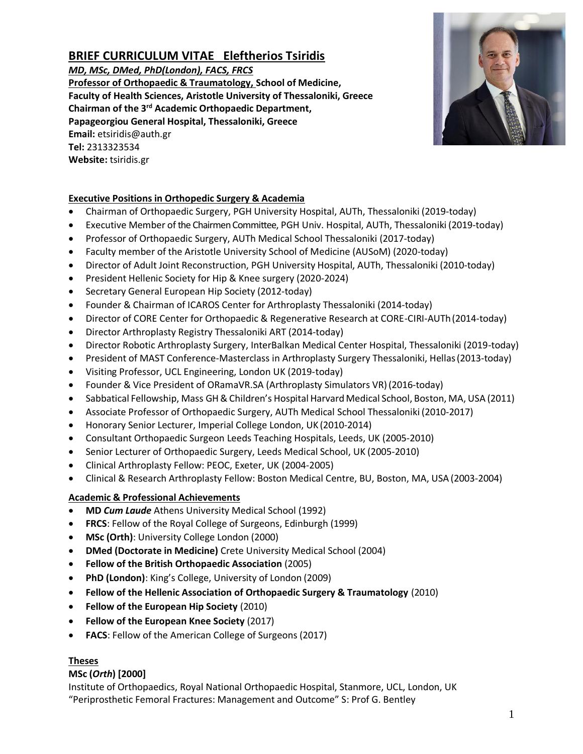# BRIEF CURRICULUM VITAE Eleftherios Tsiridis

***MD, MSc, DMed, PhD(London), FACS, FRCS***

**Professor of Orthopaedic & Traumatology, School of Medicine,**
**Faculty of Health Sciences, Aristotle University of Thessaloniki, Greece**
**Chairman of the 3rd Academic Orthopaedic Department,**
**Papageorgiou General Hospital, Thessaloniki, Greece**
**Email:** etsiridis@auth.gr
**Tel:** 2313323534
**Website:** tsiridis.gr

## Executive Positions in Orthopedic Surgery & Academia

- Chairman of Orthopaedic Surgery, PGH University Hospital, AUTh, Thessaloniki (2019-today)
- Executive Member of the Chairmen Committee, PGH Univ. Hospital, AUTh, Thessaloniki (2019-today)
- Professor of Orthopaedic Surgery, AUTh Medical School Thessaloniki (2017-today)
- Faculty member of the Aristotle University School of Medicine (AUSoM) (2020-today)
- Director of Adult Joint Reconstruction, PGH University Hospital, AUTh, Thessaloniki (2010-today)
- President Hellenic Society for Hip & Knee surgery (2020-2024)
- Secretary General European Hip Society (2012-today)
- Founder & Chairman of ICAROS Center for Arthroplasty Thessaloniki (2014-today)
- Director of CORE Center for Orthopaedic & Regenerative Research at CORE-CIRI-AUTh (2014-today)
- Director Arthroplasty Registry Thessaloniki ART (2014-today)
- Director Robotic Arthroplasty Surgery, InterBalkan Medical Center Hospital, Thessaloniki (2019-today)
- President of MAST Conference-Masterclass in Arthroplasty Surgery Thessaloniki, Hellas (2013-today)
- Visiting Professor, UCL Engineering, London UK (2019-today)
- Founder & Vice President of ORamaVR.SA (Arthroplasty Simulators VR) (2016-today)
- Sabbatical Fellowship, Mass GH & Children's Hospital Harvard Medical School, Boston, MA, USA (2011)
- Associate Professor of Orthopaedic Surgery, AUTh Medical School Thessaloniki (2010-2017)
- Honorary Senior Lecturer, Imperial College London, UK (2010-2014)
- Consultant Orthopaedic Surgeon Leeds Teaching Hospitals, Leeds, UK (2005-2010)
- Senior Lecturer of Orthopaedic Surgery, Leeds Medical School, UK (2005-2010)
- Clinical Arthroplasty Fellow: PEOC, Exeter, UK (2004-2005)
- Clinical & Research Arthroplasty Fellow: Boston Medical Centre, BU, Boston, MA, USA (2003-2004)

## Academic & Professional Achievements

- **MD *Cum Laude*** Athens University Medical School (1992)
- **FRCS**: Fellow of the Royal College of Surgeons, Edinburgh (1999)
- **MSc (Orth)**: University College London (2000)
- **DMed (Doctorate in Medicine)** Crete University Medical School (2004)
- **Fellow of the British Orthopaedic Association** (2005)
- **PhD (London)**: King's College, University of London (2009)
- **Fellow of the Hellenic Association of Orthopaedic Surgery & Traumatology** (2010)
- **Fellow of the European Hip Society** (2010)
- **Fellow of the European Knee Society** (2017)
- **FACS**: Fellow of the American College of Surgeons (2017)

## Theses

### MSc (*Orth*) [2000]

Institute of Orthopaedics, Royal National Orthopaedic Hospital, Stanmore, UCL, London, UK
"Periprosthetic Femoral Fractures: Management and Outcome" S: Prof G. Bentley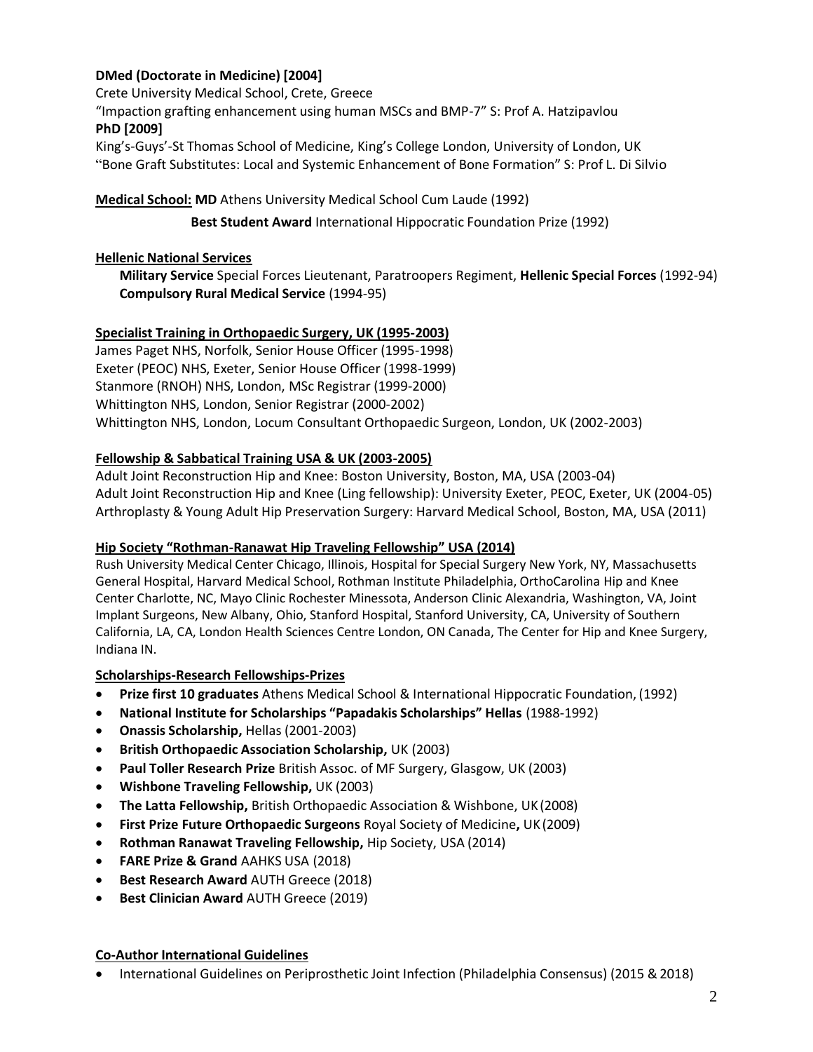**DMed (Doctorate in Medicine) [2004]**

Crete University Medical School, Crete, Greece

"Impaction grafting enhancement using human MSCs and BMP-7" S: Prof A. Hatzipavlou

**PhD [2009]**

King's-Guys'-St Thomas School of Medicine, King's College London, University of London, UK

"Bone Graft Substitutes: Local and Systemic Enhancement of Bone Formation" S: Prof L. Di Silvio

**Medical School:** **MD** Athens University Medical School Cum Laude (1992)

**Best Student Award** International Hippocratic Foundation Prize (1992)

**Hellenic National Services**

**Military Service** Special Forces Lieutenant, Paratroopers Regiment, **Hellenic Special Forces** (1992-94)

**Compulsory Rural Medical Service** (1994-95)

**Specialist Training in Orthopaedic Surgery, UK (1995-2003)**

James Paget NHS, Norfolk, Senior House Officer (1995-1998)

Exeter (PEOC) NHS, Exeter, Senior House Officer (1998-1999)

Stanmore (RNOH) NHS, London, MSc Registrar (1999-2000)

Whittington NHS, London, Senior Registrar (2000-2002)

Whittington NHS, London, Locum Consultant Orthopaedic Surgeon, London, UK (2002-2003)

**Fellowship & Sabbatical Training USA & UK (2003-2005)**

Adult Joint Reconstruction Hip and Knee: Boston University, Boston, MA, USA (2003-04)

Adult Joint Reconstruction Hip and Knee (Ling fellowship): University Exeter, PEOC, Exeter, UK (2004-05)

Arthroplasty & Young Adult Hip Preservation Surgery: Harvard Medical School, Boston, MA, USA (2011)

**Hip Society "Rothman-Ranawat Hip Traveling Fellowship" USA (2014)**

Rush University Medical Center Chicago, Illinois, Hospital for Special Surgery New York, NY, Massachusetts General Hospital, Harvard Medical School, Rothman Institute Philadelphia, OrthoCarolina Hip and Knee Center Charlotte, NC, Mayo Clinic Rochester Minessota, Anderson Clinic Alexandria, Washington, VA, Joint Implant Surgeons, New Albany, Ohio, Stanford Hospital, Stanford University, CA, University of Southern California, LA, CA, London Health Sciences Centre London, ON Canada, The Center for Hip and Knee Surgery, Indiana IN.

**Scholarships-Research Fellowships-Prizes**

- **Prize first 10 graduates** Athens Medical School & International Hippocratic Foundation, (1992)
- **National Institute for Scholarships "Papadakis Scholarships" Hellas** (1988-1992)
- **Onassis Scholarship,** Hellas (2001-2003)
- **British Orthopaedic Association Scholarship,** UK (2003)
- **Paul Toller Research Prize** British Assoc. of MF Surgery, Glasgow, UK (2003)
- **Wishbone Traveling Fellowship,** UK (2003)
- **The Latta Fellowship,** British Orthopaedic Association & Wishbone, UK (2008)
- **First Prize Future Orthopaedic Surgeons** Royal Society of Medicine**,** UK (2009)
- **Rothman Ranawat Traveling Fellowship,** Hip Society, USA (2014)
- **FARE Prize & Grand** AAHKS USA (2018)
- **Best Research Award** AUTH Greece (2018)
- **Best Clinician Award** AUTH Greece (2019)

**Co-Author International Guidelines**

- International Guidelines on Periprosthetic Joint Infection (Philadelphia Consensus) (2015 & 2018)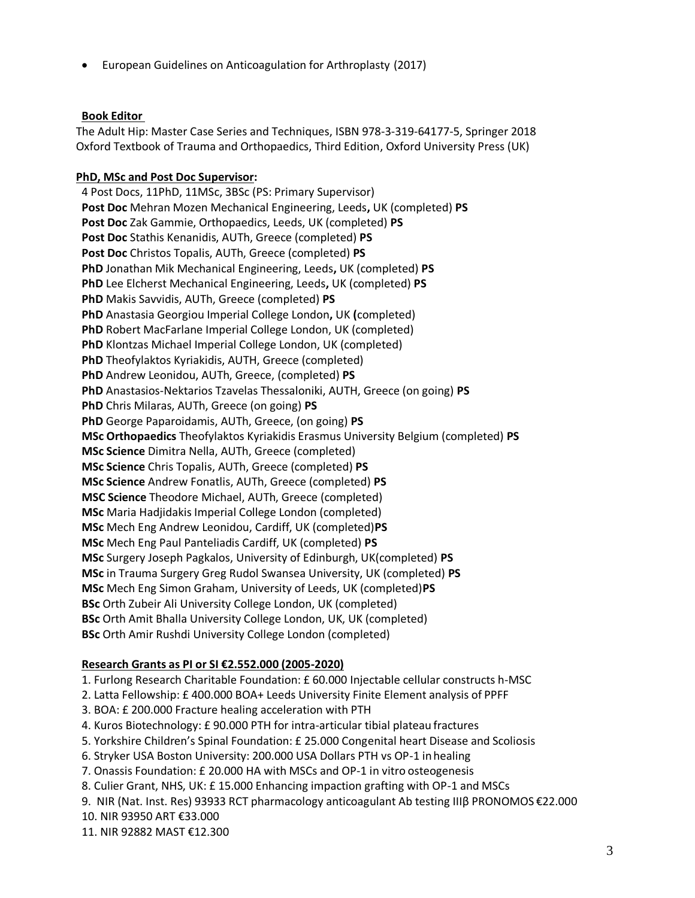- European Guidelines on Anticoagulation for Arthroplasty (2017)

**Book Editor**

The Adult Hip: Master Case Series and Techniques, ISBN 978-3-319-64177-5, Springer 2018
Oxford Textbook of Trauma and Orthopaedics, Third Edition, Oxford University Press (UK)

**PhD, MSc and Post Doc Supervisor:**

4 Post Docs, 11PhD, 11MSc, 3BSc (PS: Primary Supervisor)
**Post Doc** Mehran Mozen Mechanical Engineering, Leeds**,** UK (completed) **PS**
**Post Doc** Zak Gammie, Orthopaedics, Leeds, UK (completed) **PS**
**Post Doc** Stathis Kenanidis, AUTh, Greece (completed) **PS**
**Post Doc** Christos Topalis, AUTh, Greece (completed) **PS**
**PhD** Jonathan Mik Mechanical Engineering, Leeds**,** UK (completed) **PS**
**PhD** Lee Elcherst Mechanical Engineering, Leeds**,** UK (completed) **PS**
**PhD** Makis Savvidis, AUTh, Greece (completed) **PS**
**PhD** Anastasia Georgiou Imperial College London**,** UK **(**completed)
**PhD** Robert MacFarlane Imperial College London, UK (completed)
**PhD** Klontzas Michael Imperial College London, UK (completed)
**PhD** Theofylaktos Kyriakidis, AUTH, Greece (completed)
**PhD** Andrew Leonidou, AUTh, Greece, (completed) **PS**
**PhD** Anastasios-Nektarios Tzavelas Thessaloniki, AUTH, Greece (on going) **PS**
**PhD** Chris Milaras, AUTh, Greece (on going) **PS**
**PhD** George Paparoidamis, AUTh, Greece, (on going) **PS**
**MSc Orthopaedics** Theofylaktos Kyriakidis Erasmus University Belgium (completed) **PS**
**MSc Science** Dimitra Nella, AUTh, Greece (completed)
**MSc Science** Chris Topalis, AUTh, Greece (completed) **PS**
**MSc Science** Andrew Fonatlis, AUTh, Greece (completed) **PS**
**MSC Science** Theodore Michael, AUTh, Greece (completed)
**MSc** Maria Hadjidakis Imperial College London (completed)
**MSc** Mech Eng Andrew Leonidou, Cardiff, UK (completed)**PS**
**MSc** Mech Eng Paul Panteliadis Cardiff, UK (completed) **PS**
**MSc** Surgery Joseph Pagkalos, University of Edinburgh, UK(completed) **PS**
**MSc** in Trauma Surgery Greg Rudol Swansea University, UK (completed) **PS**
**MSc** Mech Eng Simon Graham, University of Leeds, UK (completed)**PS**
**BSc** Orth Zubeir Ali University College London, UK (completed)
**BSc** Orth Amit Bhalla University College London, UK, UK (completed)
**BSc** Orth Amir Rushdi University College London (completed)

**Research Grants as PI or SI €2.552.000 (2005-2020)**

1. Furlong Research Charitable Foundation: £ 60.000 Injectable cellular constructs h-MSC
2. Latta Fellowship: £ 400.000 BOA+ Leeds University Finite Element analysis of PPFF
3. BOA: £ 200.000 Fracture healing acceleration with PTH
4. Kuros Biotechnology: £ 90.000 PTH for intra-articular tibial plateau fractures
5. Yorkshire Children's Spinal Foundation: £ 25.000 Congenital heart Disease and Scoliosis
6. Stryker USA Boston University: 200.000 USA Dollars PTH vs OP-1 in healing
7. Onassis Foundation: £ 20.000 HA with MSCs and OP-1 in vitro osteogenesis
8. Culier Grant, NHS, UK: £ 15.000 Enhancing impaction grafting with OP-1 and MSCs
9. NIR (Nat. Inst. Res) 93933 RCT pharmacology anticoagulant Ab testing IIIβ PRONOMOS €22.000
10. NIR 93950 ART €33.000
11. NIR 92882 MAST €12.300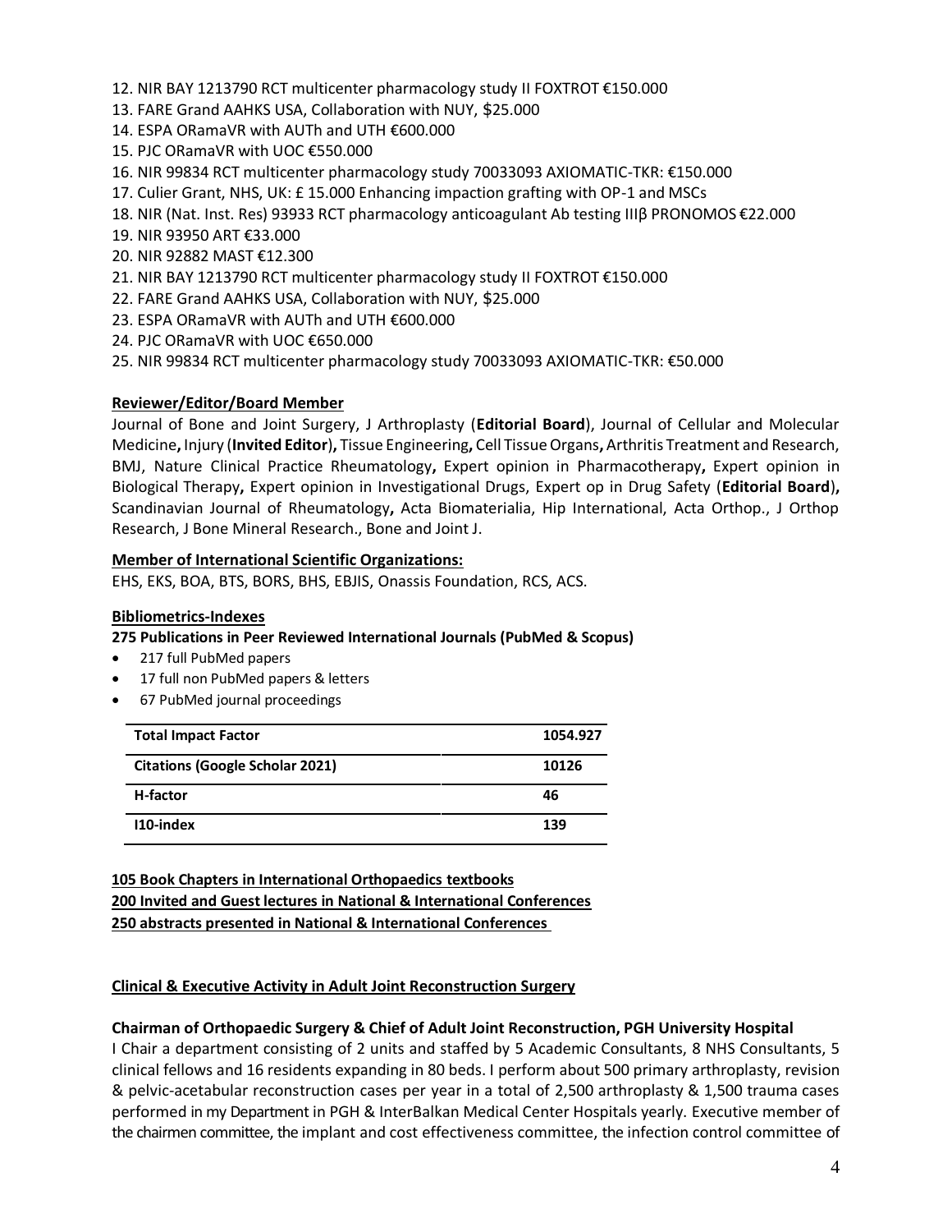12. NIR BAY 1213790 RCT multicenter pharmacology study II FOXTROT €150.000
13. FARE Grand AAHKS USA, Collaboration with NUY, $25.000
14. ESPA ORamaVR with AUTh and UTH €600.000
15. PJC ORamaVR with UOC €550.000
16. NIR 99834 RCT multicenter pharmacology study 70033093 AXIOMATIC-TKR: €150.000
17. Culier Grant, NHS, UK: £ 15.000 Enhancing impaction grafting with OP-1 and MSCs
18. NIR (Nat. Inst. Res) 93933 RCT pharmacology anticoagulant Ab testing IIIβ PRONOMOS €22.000
19. NIR 93950 ART €33.000
20. NIR 92882 MAST €12.300
21. NIR BAY 1213790 RCT multicenter pharmacology study II FOXTROT €150.000
22. FARE Grand AAHKS USA, Collaboration with NUY, $25.000
23. ESPA ORamaVR with AUTh and UTH €600.000
24. PJC ORamaVR with UOC €650.000
25. NIR 99834 RCT multicenter pharmacology study 70033093 AXIOMATIC-TKR: €50.000

**Reviewer/Editor/Board Member**

Journal of Bone and Joint Surgery, J Arthroplasty (**Editorial Board**), Journal of Cellular and Molecular Medicine**,** Injury (**Invited Editor**)**,** Tissue Engineering**,** Cell Tissue Organs**,** Arthritis Treatment and Research, BMJ, Nature Clinical Practice Rheumatology**,** Expert opinion in Pharmacotherapy**,** Expert opinion in Biological Therapy**,** Expert opinion in Investigational Drugs, Expert op in Drug Safety (**Editorial Board**)**,** Scandinavian Journal of Rheumatology**,** Acta Biomaterialia, Hip International, Acta Orthop., J Orthop Research, J Bone Mineral Research., Bone and Joint J.

**Member of International Scientific Organizations:**

EHS, EKS, BOA, BTS, BORS, BHS, EBJIS, Onassis Foundation, RCS, ACS.

**Bibliometrics-Indexes**

**275 Publications in Peer Reviewed International Journals (PubMed & Scopus)**

- 217 full PubMed papers
- 17 full non PubMed papers & letters
- 67 PubMed journal proceedings

| **Total Impact Factor** | **1054.927** |
|---|---|
| **Citations (Google Scholar 2021)** | **10126** |
| **H-factor** | **46** |
| **I10-index** | **139** |

**105 Book Chapters in International Orthopaedics textbooks**

**200 Invited and Guest lectures in National & International Conferences**

**250 abstracts presented in National & International Conferences**

**Clinical & Executive Activity in Adult Joint Reconstruction Surgery**

**Chairman of Orthopaedic Surgery & Chief of Adult Joint Reconstruction, PGH University Hospital**

I Chair a department consisting of 2 units and staffed by 5 Academic Consultants, 8 NHS Consultants, 5 clinical fellows and 16 residents expanding in 80 beds. I perform about 500 primary arthroplasty, revision & pelvic-acetabular reconstruction cases per year in a total of 2,500 arthroplasty & 1,500 trauma cases performed in my Department in PGH & InterBalkan Medical Center Hospitals yearly. Executive member of the chairmen committee, the implant and cost effectiveness committee, the infection control committee of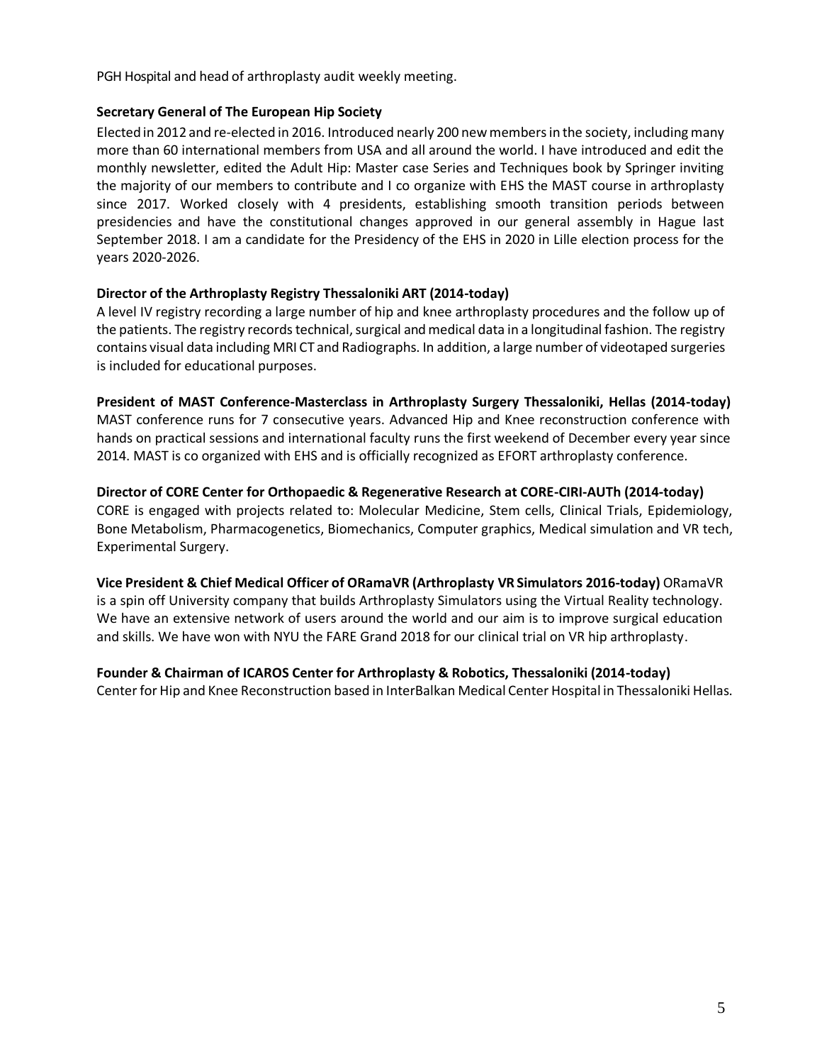PGH Hospital and head of arthroplasty audit weekly meeting.

**Secretary General of The European Hip Society**

Elected in 2012 and re-elected in 2016. Introduced nearly 200 new members in the society, including many more than 60 international members from USA and all around the world. I have introduced and edit the monthly newsletter, edited the Adult Hip: Master case Series and Techniques book by Springer inviting the majority of our members to contribute and I co organize with EHS the MAST course in arthroplasty since 2017. Worked closely with 4 presidents, establishing smooth transition periods between presidencies and have the constitutional changes approved in our general assembly in Hague last September 2018. I am a candidate for the Presidency of the EHS in 2020 in Lille election process for the years 2020-2026.

**Director of the Arthroplasty Registry Thessaloniki ART (2014-today)**

A level IV registry recording a large number of hip and knee arthroplasty procedures and the follow up of the patients. The registry records technical, surgical and medical data in a longitudinal fashion. The registry contains visual data including MRI CT and Radiographs. In addition, a large number of videotaped surgeries is included for educational purposes.

**President of MAST Conference-Masterclass in Arthroplasty Surgery Thessaloniki, Hellas (2014-today)**

MAST conference runs for 7 consecutive years. Advanced Hip and Knee reconstruction conference with hands on practical sessions and international faculty runs the first weekend of December every year since 2014. MAST is co organized with EHS and is officially recognized as EFORT arthroplasty conference.

**Director of CORE Center for Orthopaedic & Regenerative Research at CORE-CIRI-AUTh (2014-today)**

CORE is engaged with projects related to: Molecular Medicine, Stem cells, Clinical Trials, Epidemiology, Bone Metabolism, Pharmacogenetics, Biomechanics, Computer graphics, Medical simulation and VR tech, Experimental Surgery.

**Vice President & Chief Medical Officer of ORamaVR (Arthroplasty VR Simulators 2016-today)** ORamaVR is a spin off University company that builds Arthroplasty Simulators using the Virtual Reality technology. We have an extensive network of users around the world and our aim is to improve surgical education and skills. We have won with NYU the FARE Grand 2018 for our clinical trial on VR hip arthroplasty.

**Founder & Chairman of ICAROS Center for Arthroplasty & Robotics, Thessaloniki (2014-today)**

Center for Hip and Knee Reconstruction based in InterBalkan Medical Center Hospital in Thessaloniki Hellas.